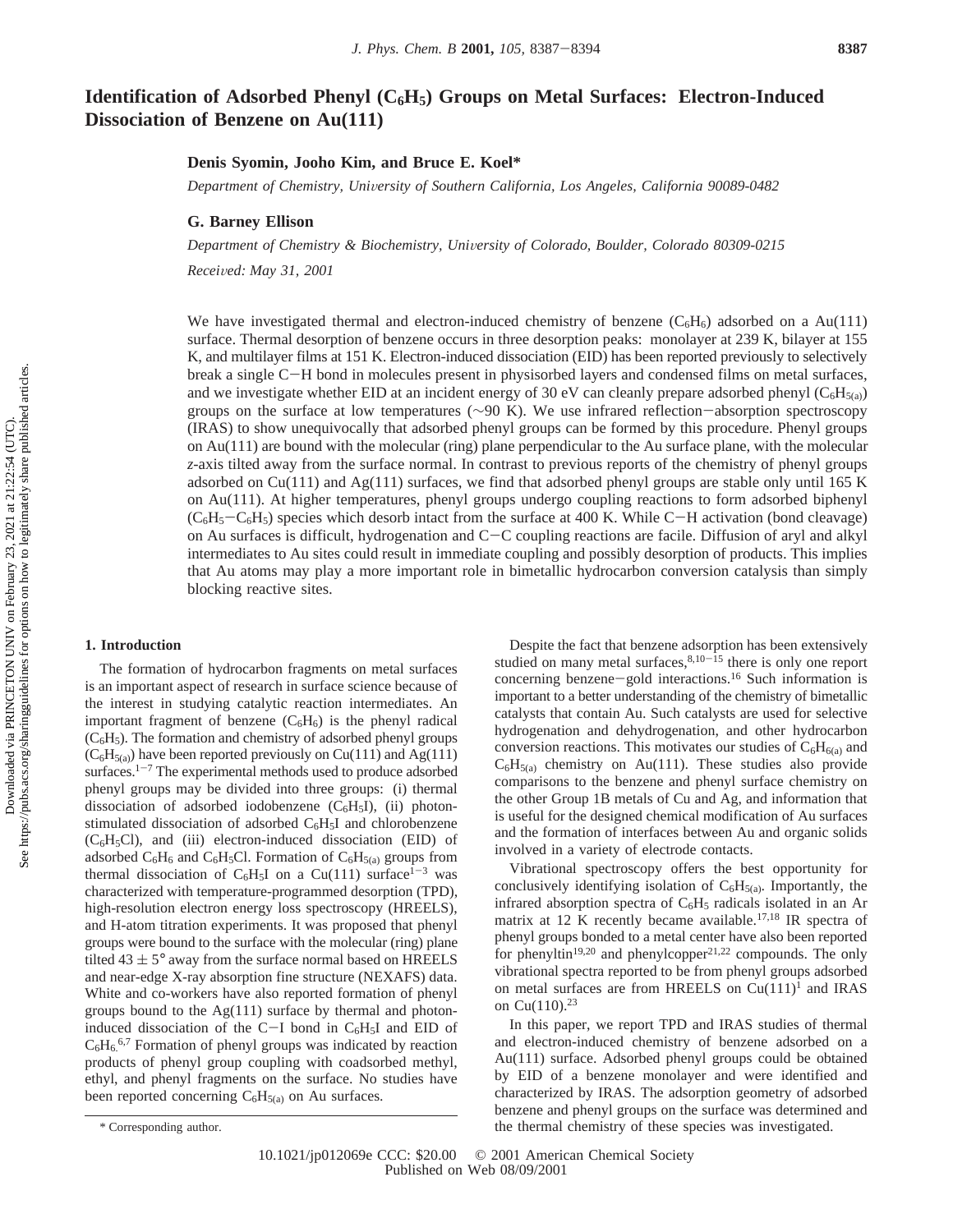# Identification of Adsorbed Phenyl ($C_6H_5$) Groups on Metal Surfaces: Electron-Induced Dissociation of Benzene on Au(111)

**Denis Syomin, Jooho Kim, and Bruce E. Koel***

*Department of Chemistry, University of Southern California, Los Angeles, California 90089-0482*

**G. Barney Ellison**

*Department of Chemistry & Biochemistry, University of Colorado, Boulder, Colorado 80309-0215*

*Received: May 31, 2001*

We have investigated thermal and electron-induced chemistry of benzene ($C_6H_6$) adsorbed on a Au(111) surface. Thermal desorption of benzene occurs in three desorption peaks: monolayer at 239 K, bilayer at 155 K, and multilayer films at 151 K. Electron-induced dissociation (EID) has been reported previously to selectively break a single C−H bond in molecules present in physisorbed layers and condensed films on metal surfaces, and we investigate whether EID at an incident energy of 30 eV can cleanly prepare adsorbed phenyl ($C_6H_{5(a)}$) groups on the surface at low temperatures (~90 K). We use infrared reflection−absorption spectroscopy (IRAS) to show unequivocally that adsorbed phenyl groups can be formed by this procedure. Phenyl groups on Au(111) are bound with the molecular (ring) plane perpendicular to the Au surface plane, with the molecular *z*-axis tilted away from the surface normal. In contrast to previous reports of the chemistry of phenyl groups adsorbed on Cu(111) and Ag(111) surfaces, we find that adsorbed phenyl groups are stable only until 165 K on Au(111). At higher temperatures, phenyl groups undergo coupling reactions to form adsorbed biphenyl ($C_6H_5-C_6H_5$) species which desorb intact from the surface at 400 K. While C−H activation (bond cleavage) on Au surfaces is difficult, hydrogenation and C−C coupling reactions are facile. Diffusion of aryl and alkyl intermediates to Au sites could result in immediate coupling and possibly desorption of products. This implies that Au atoms may play a more important role in bimetallic hydrocarbon conversion catalysis than simply blocking reactive sites.

## 1. Introduction

The formation of hydrocarbon fragments on metal surfaces is an important aspect of research in surface science because of the interest in studying catalytic reaction intermediates. An important fragment of benzene ($C_6H_6$) is the phenyl radical ($C_6H_5$). The formation and chemistry of adsorbed phenyl groups ($C_6H_{5(a)}$) have been reported previously on Cu(111) and Ag(111) surfaces.[1−7] The experimental methods used to produce adsorbed phenyl groups may be divided into three groups: (i) thermal dissociation of adsorbed iodobenzene ($C_6H_5I$), (ii) photon-stimulated dissociation of adsorbed $C_6H_5I$ and chlorobenzene ($C_6H_5Cl$), and (iii) electron-induced dissociation (EID) of adsorbed $C_6H_6$ and $C_6H_5Cl$. Formation of $C_6H_{5(a)}$ groups from thermal dissociation of $C_6H_5I$ on a Cu(111) surface[1−3] was characterized with temperature-programmed desorption (TPD), high-resolution electron energy loss spectroscopy (HREELS), and H-atom titration experiments. It was proposed that phenyl groups were bound to the surface with the molecular (ring) plane tilted $43 \pm 5°$ away from the surface normal based on HREELS and near-edge X-ray absorption fine structure (NEXAFS) data. White and co-workers have also reported formation of phenyl groups bound to the Ag(111) surface by thermal and photon-induced dissociation of the C−I bond in $C_6H_5I$ and EID of $C_6H_6$.[6,7] Formation of phenyl groups was indicated by reaction products of phenyl group coupling with coadsorbed methyl, ethyl, and phenyl fragments on the surface. No studies have been reported concerning $C_6H_{5(a)}$ on Au surfaces.

Despite the fact that benzene adsorption has been extensively studied on many metal surfaces,[8,10−15] there is only one report concerning benzene−gold interactions.[16] Such information is important to a better understanding of the chemistry of bimetallic catalysts that contain Au. Such catalysts are used for selective hydrogenation and dehydrogenation, and other hydrocarbon conversion reactions. This motivates our studies of $C_6H_{6(a)}$ and $C_6H_{5(a)}$ chemistry on Au(111). These studies also provide comparisons to the benzene and phenyl surface chemistry on the other Group 1B metals of Cu and Ag, and information that is useful for the designed chemical modification of Au surfaces and the formation of interfaces between Au and organic solids involved in a variety of electrode contacts.

Vibrational spectroscopy offers the best opportunity for conclusively identifying isolation of $C_6H_{5(a)}$. Importantly, the infrared absorption spectra of $C_6H_5$ radicals isolated in an Ar matrix at 12 K recently became available.[17,18] IR spectra of phenyl groups bonded to a metal center have also been reported for phenyltin[19,20] and phenylcopper[21,22] compounds. The only vibrational spectra reported to be from phenyl groups adsorbed on metal surfaces are from HREELS on Cu(111)[1] and IRAS on Cu(110).[23]

In this paper, we report TPD and IRAS studies of thermal and electron-induced chemistry of benzene adsorbed on a Au(111) surface. Adsorbed phenyl groups could be obtained by EID of a benzene monolayer and were identified and characterized by IRAS. The adsorption geometry of adsorbed benzene and phenyl groups on the surface was determined and the thermal chemistry of these species was investigated.

\* Corresponding author.

10.1021/jp012069e CCC: \$20.00 © 2001 American Chemical Society
Published on Web 08/09/2001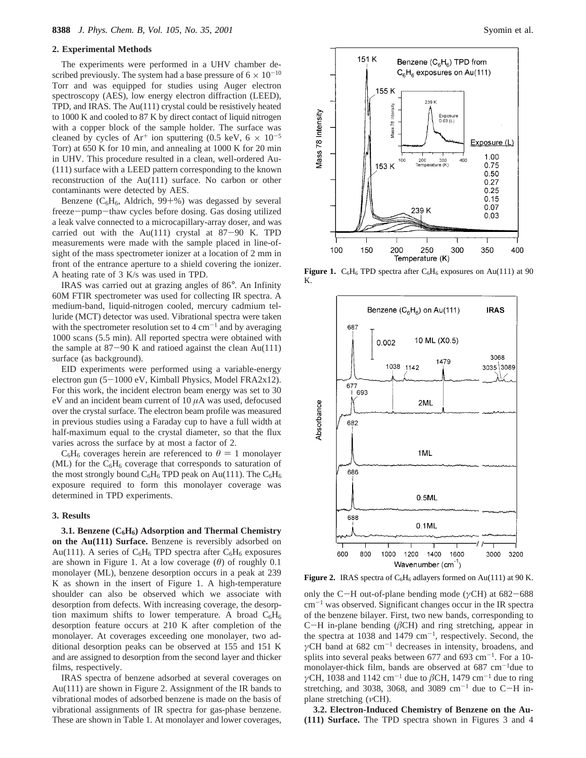## 2. Experimental Methods

The experiments were performed in a UHV chamber described previously. The system had a base pressure of $6 \times 10^{-10}$ Torr and was equipped for studies using Auger electron spectroscopy (AES), low energy electron diffraction (LEED), TPD, and IRAS. The Au(111) crystal could be resistively heated to 1000 K and cooled to 87 K by direct contact of liquid nitrogen with a copper block of the sample holder. The surface was cleaned by cycles of $Ar^+$ ion sputtering (0.5 keV, $6 \times 10^{-5}$ Torr) at 650 K for 10 min, and annealing at 1000 K for 20 min in UHV. This procedure resulted in a clean, well-ordered Au(111) surface with a LEED pattern corresponding to the known reconstruction of the Au(111) surface. No carbon or other contaminants were detected by AES.

Benzene ($C_6H_6$, Aldrich, 99+%) was degassed by several freeze−pump−thaw cycles before dosing. Gas dosing utilized a leak valve connected to a microcapillary-array doser, and was carried out with the Au(111) crystal at 87−90 K. TPD measurements were made with the sample placed in line-of-sight of the mass spectrometer ionizer at a location of 2 mm in front of the entrance aperture to a shield covering the ionizer. A heating rate of 3 K/s was used in TPD.

IRAS was carried out at grazing angles of 86°. An Infinity 60M FTIR spectrometer was used for collecting IR spectra. A medium-band, liquid-nitrogen cooled, mercury cadmium telluride (MCT) detector was used. Vibrational spectra were taken with the spectrometer resolution set to 4 $cm^{-1}$ and by averaging 1000 scans (5.5 min). All reported spectra were obtained with the sample at 87−90 K and ratioed against the clean Au(111) surface (as background).

EID experiments were performed using a variable-energy electron gun (5−1000 eV, Kimball Physics, Model FRA2x12). For this work, the incident electron beam energy was set to 30 eV and an incident beam current of 10 $\mu$A was used, defocused over the crystal surface. The electron beam profile was measured in previous studies using a Faraday cup to have a full width at half-maximum equal to the crystal diameter, so that the flux varies across the surface by at most a factor of 2.

$C_6H_6$ coverages herein are referenced to $\theta = 1$ monolayer (ML) for the $C_6H_6$ coverage that corresponds to saturation of the most strongly bound $C_6H_6$ TPD peak on Au(111). The $C_6H_6$ exposure required to form this monolayer coverage was determined in TPD experiments.

## 3. Results

**3.1. Benzene ($C_6H_6$) Adsorption and Thermal Chemistry on the Au(111) Surface.** Benzene is reversibly adsorbed on Au(111). A series of $C_6H_6$ TPD spectra after $C_6H_6$ exposures are shown in Figure 1. At a low coverage ($\theta$) of roughly 0.1 monolayer (ML), benzene desorption occurs in a peak at 239 K as shown in the insert of Figure 1. A high-temperature shoulder can also be observed which we associate with desorption from defects. With increasing coverage, the desorption maximum shifts to lower temperature. A broad $C_6H_6$ desorption feature occurs at 210 K after completion of the monolayer. At coverages exceeding one monolayer, two additional desorption peaks can be observed at 155 and 151 K and are assigned to desorption from the second layer and thicker films, respectively.

IRAS spectra of benzene adsorbed at several coverages on Au(111) are shown in Figure 2. Assignment of the IR bands to vibrational modes of adsorbed benzene is made on the basis of vibrational assignments of IR spectra for gas-phase benzene. These are shown in Table 1. At monolayer and lower coverages, only the C−H out-of-plane bending mode ($\gamma$CH) at 682−688 $cm^{-1}$ was observed. Significant changes occur in the IR spectra of the benzene bilayer. First, two new bands, corresponding to C−H in-plane bending ($\beta$CH) and ring stretching, appear in the spectra at 1038 and 1479 $cm^{-1}$, respectively. Second, the $\gamma$CH band at 682 $cm^{-1}$ decreases in intensity, broadens, and splits into several peaks between 677 and 693 $cm^{-1}$. For a 10-monolayer-thick film, bands are observed at 687 $cm^{-1}$ due to $\gamma$CH, 1038 and 1142 $cm^{-1}$ due to $\beta$CH, 1479 $cm^{-1}$ due to ring stretching, and 3038, 3068, and 3089 $cm^{-1}$ due to C−H in-plane stretching ($\nu$CH).

**Figure 1.** $C_6H_6$ TPD spectra after $C_6H_6$ exposures on Au(111) at 90 K.

**Figure 2.** IRAS spectra of $C_6H_6$ adlayers formed on Au(111) at 90 K.

**3.2. Electron-Induced Chemistry of Benzene on the Au(111) Surface.** The TPD spectra shown in Figures 3 and 4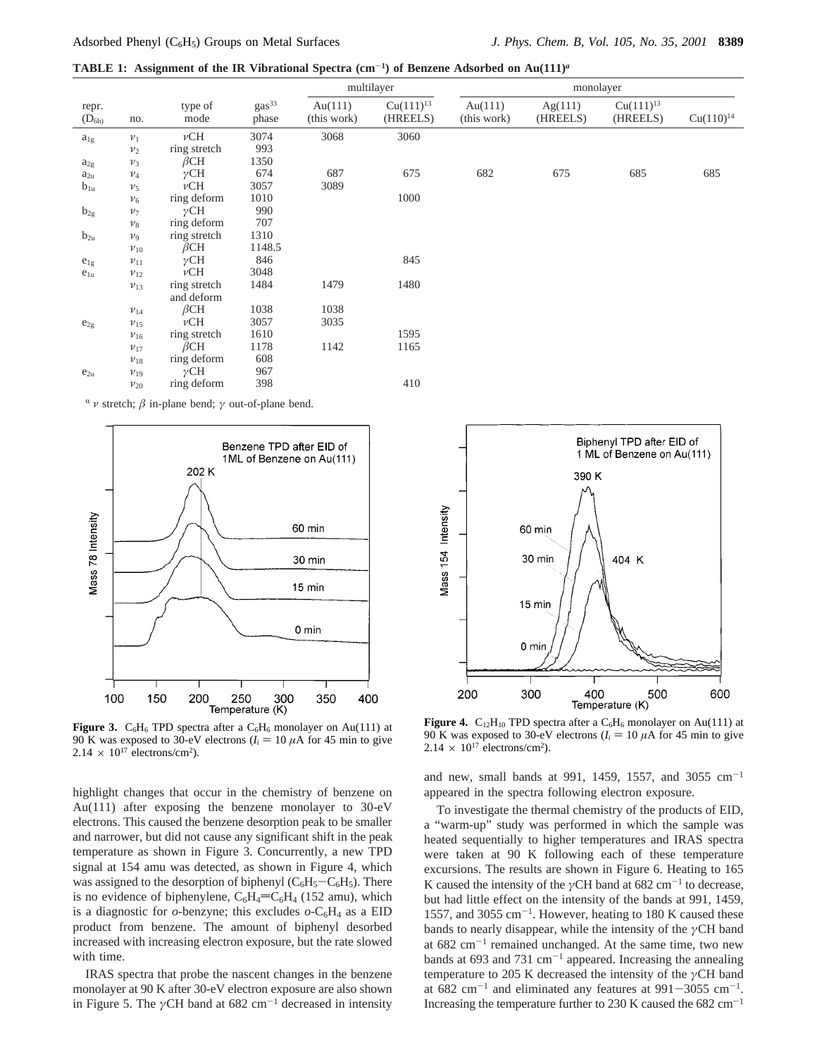**TABLE 1: Assignment of the IR Vibrational Spectra ($cm^{-1}$) of Benzene Adsorbed on Au(111)[a]**

| | | | | multilayer | | monolayer | | | |
|---|---|---|---|---|---|---|---|---|---|
| repr. ($D_{6h}$) | no. | type of mode | gas[33] phase | Au(111) (this work) | Cu(111)[13] (HREELS) | Au(111) (this work) | Ag(111) (HREELS) | Cu(111)[13] (HREELS) | Cu(110)[14] |
| $a_{1g}$ | $\nu_1$ | $\nu$CH | 3074 | 3068 | 3060 | | | | |
| | $\nu_2$ | ring stretch | 993 | | | | | | |
| $a_{2g}$ | $\nu_3$ | $\beta$CH | 1350 | | | | | | |
| $a_{2u}$ | $\nu_4$ | $\gamma$CH | 674 | 687 | 675 | 682 | 675 | 685 | 685 |
| $b_{1u}$ | $\nu_5$ | $\nu$CH | 3057 | 3089 | | | | | |
| | $\nu_6$ | ring deform | 1010 | | 1000 | | | | |
| $b_{2g}$ | $\nu_7$ | $\gamma$CH | 990 | | | | | | |
| | $\nu_8$ | ring deform | 707 | | | | | | |
| $b_{2u}$ | $\nu_9$ | ring stretch | 1310 | | | | | | |
| | $\nu_{10}$ | $\beta$CH | 1148.5 | | | | | | |
| $e_{1g}$ | $\nu_{11}$ | $\gamma$CH | 846 | | 845 | | | | |
| $e_{1u}$ | $\nu_{12}$ | $\nu$CH | 3048 | | | | | | |
| | $\nu_{13}$ | ring stretch and deform | 1484 | 1479 | 1480 | | | | |
| | $\nu_{14}$ | $\beta$CH | 1038 | 1038 | | | | | |
| $e_{2g}$ | $\nu_{15}$ | $\nu$CH | 3057 | 3035 | | | | | |
| | $\nu_{16}$ | ring stretch | 1610 | | 1595 | | | | |
| | $\nu_{17}$ | $\beta$CH | 1178 | 1142 | 1165 | | | | |
| | $\nu_{18}$ | ring deform | 608 | | | | | | |
| $e_{2u}$ | $\nu_{19}$ | $\gamma$CH | 967 | | | | | | |
| | $\nu_{20}$ | ring deform | 398 | | 410 | | | | |

[a] $\nu$ stretch; $\beta$ in-plane bend; $\gamma$ out-of-plane bend.

**Figure 3.** $C_6H_6$ TPD spectra after a $C_6H_6$ monolayer on Au(111) at 90 K was exposed to 30-eV electrons ($I_i$ = 10 $\mu$A for 45 min to give $2.14 \times 10^{17}$ electrons/cm$^2$).

**Figure 4.** $C_{12}H_{10}$ TPD spectra after a $C_6H_6$ monolayer on Au(111) at 90 K was exposed to 30-eV electrons ($I_i$ = 10 $\mu$A for 45 min to give $2.14 \times 10^{17}$ electrons/cm$^2$).

highlight changes that occur in the chemistry of benzene on Au(111) after exposing the benzene monolayer to 30-eV electrons. This caused the benzene desorption peak to be smaller and narrower, but did not cause any significant shift in the peak temperature as shown in Figure 3. Concurrently, a new TPD signal at 154 amu was detected, as shown in Figure 4, which was assigned to the desorption of biphenyl ($C_6H_5$−$C_6H_5$). There is no evidence of biphenylene, $C_6H_4$=$C_6H_4$ (152 amu), which is a diagnostic for *o*-benzyne; this excludes *o*-$C_6H_4$ as a EID product from benzene. The amount of biphenyl desorbed increased with increasing electron exposure, but the rate slowed with time.

IRAS spectra that probe the nascent changes in the benzene monolayer at 90 K after 30-eV electron exposure are also shown in Figure 5. The $\gamma$CH band at 682 $cm^{-1}$ decreased in intensity and new, small bands at 991, 1459, 1557, and 3055 $cm^{-1}$ appeared in the spectra following electron exposure.

To investigate the thermal chemistry of the products of EID, a "warm-up" study was performed in which the sample was heated sequentially to higher temperatures and IRAS spectra were taken at 90 K following each of these temperature excursions. The results are shown in Figure 6. Heating to 165 K caused the intensity of the $\gamma$CH band at 682 $cm^{-1}$ to decrease, but had little effect on the intensity of the bands at 991, 1459, 1557, and 3055 $cm^{-1}$. However, heating to 180 K caused these bands to nearly disappear, while the intensity of the $\gamma$CH band at 682 $cm^{-1}$ remained unchanged. At the same time, two new bands at 693 and 731 $cm^{-1}$ appeared. Increasing the annealing temperature to 205 K decreased the intensity of the $\gamma$CH band at 682 $cm^{-1}$ and eliminated any features at 991−3055 $cm^{-1}$. Increasing the temperature further to 230 K caused the 682 $cm^{-1}$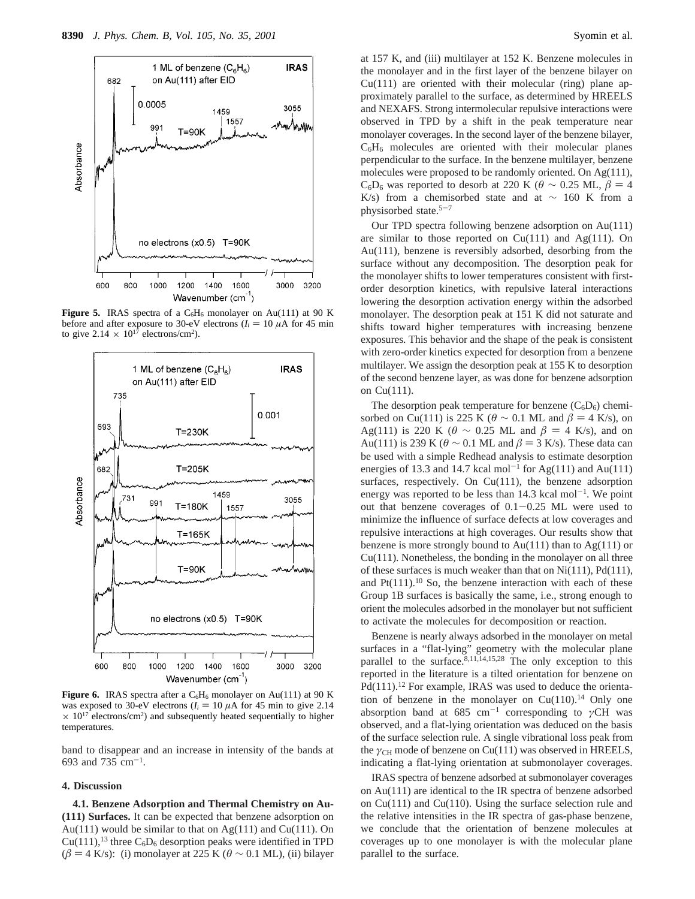**Figure 5.** IRAS spectra of a $C_6H_6$ monolayer on Au(111) at 90 K before and after exposure to 30-eV electrons ($I_i = 10$ $\mu$A for 45 min to give $2.14 \times 10^{17}$ electrons/cm$^2$).

**Figure 6.** IRAS spectra after a $C_6H_6$ monolayer on Au(111) at 90 K was exposed to 30-eV electrons ($I_i = 10$ $\mu$A for 45 min to give $2.14 \times 10^{17}$ electrons/cm$^2$) and subsequently heated sequentially to higher temperatures.

band to disappear and an increase in intensity of the bands at 693 and 735 cm$^{-1}$.

## 4. Discussion

**4.1. Benzene Adsorption and Thermal Chemistry on Au(111) Surfaces.** It can be expected that benzene adsorption on Au(111) would be similar to that on Ag(111) and Cu(111). On Cu(111),[13] three $C_6D_6$ desorption peaks were identified in TPD ($\beta = 4$ K/s): (i) monolayer at 225 K ($\theta \sim 0.1$ ML), (ii) bilayer at 157 K, and (iii) multilayer at 152 K. Benzene molecules in the monolayer and in the first layer of the benzene bilayer on Cu(111) are oriented with their molecular (ring) plane approximately parallel to the surface, as determined by HREELS and NEXAFS. Strong intermolecular repulsive interactions were observed in TPD by a shift in the peak temperature near monolayer coverages. In the second layer of the benzene bilayer, $C_6H_6$ molecules are oriented with their molecular planes perpendicular to the surface. In the benzene multilayer, benzene molecules were proposed to be randomly oriented. On Ag(111), $C_6D_6$ was reported to desorb at 220 K ($\theta \sim 0.25$ ML, $\beta = 4$ K/s) from a chemisorbed state and at $\sim$ 160 K from a physisorbed state.[5-7]

Our TPD spectra following benzene adsorption on Au(111) are similar to those reported on Cu(111) and Ag(111). On Au(111), benzene is reversibly adsorbed, desorbing from the surface without any decomposition. The desorption peak for the monolayer shifts to lower temperatures consistent with first-order desorption kinetics, with repulsive lateral interactions lowering the desorption activation energy within the adsorbed monolayer. The desorption peak at 151 K did not saturate and shifts toward higher temperatures with increasing benzene exposures. This behavior and the shape of the peak is consistent with zero-order kinetics expected for desorption from a benzene multilayer. We assign the desorption peak at 155 K to desorption of the second benzene layer, as was done for benzene adsorption on Cu(111).

The desorption peak temperature for benzene ($C_6D_6$) chemisorbed on Cu(111) is 225 K ($\theta \sim 0.1$ ML and $\beta = 4$ K/s), on Ag(111) is 220 K ($\theta \sim 0.25$ ML and $\beta = 4$ K/s), and on Au(111) is 239 K ($\theta \sim 0.1$ ML and $\beta = 3$ K/s). These data can be used with a simple Redhead analysis to estimate desorption energies of 13.3 and 14.7 kcal mol$^{-1}$ for Ag(111) and Au(111) surfaces, respectively. On Cu(111), the benzene adsorption energy was reported to be less than 14.3 kcal mol$^{-1}$. We point out that benzene coverages of 0.1–0.25 ML were used to minimize the influence of surface defects at low coverages and repulsive interactions at high coverages. Our results show that benzene is more strongly bound to Au(111) than to Ag(111) or Cu(111). Nonetheless, the bonding in the monolayer on all three of these surfaces is much weaker than that on Ni(111), Pd(111), and Pt(111).[10] So, the benzene interaction with each of these Group 1B surfaces is basically the same, i.e., strong enough to orient the molecules adsorbed in the monolayer but not sufficient to activate the molecules for decomposition or reaction.

Benzene is nearly always adsorbed in the monolayer on metal surfaces in a "flat-lying" geometry with the molecular plane parallel to the surface.[8,11,14,15,28] The only exception to this reported in the literature is a tilted orientation for benzene on Pd(111).[12] For example, IRAS was used to deduce the orientation of benzene in the monolayer on Cu(110).[14] Only one absorption band at 685 cm$^{-1}$ corresponding to $\gamma$CH was observed, and a flat-lying orientation was deduced on the basis of the surface selection rule. A single vibrational loss peak from the $\gamma_{CH}$ mode of benzene on Cu(111) was observed in HREELS, indicating a flat-lying orientation at submonolayer coverages.

IRAS spectra of benzene adsorbed at submonolayer coverages on Au(111) are identical to the IR spectra of benzene adsorbed on Cu(111) and Cu(110). Using the surface selection rule and the relative intensities in the IR spectra of gas-phase benzene, we conclude that the orientation of benzene molecules at coverages up to one monolayer is with the molecular plane parallel to the surface.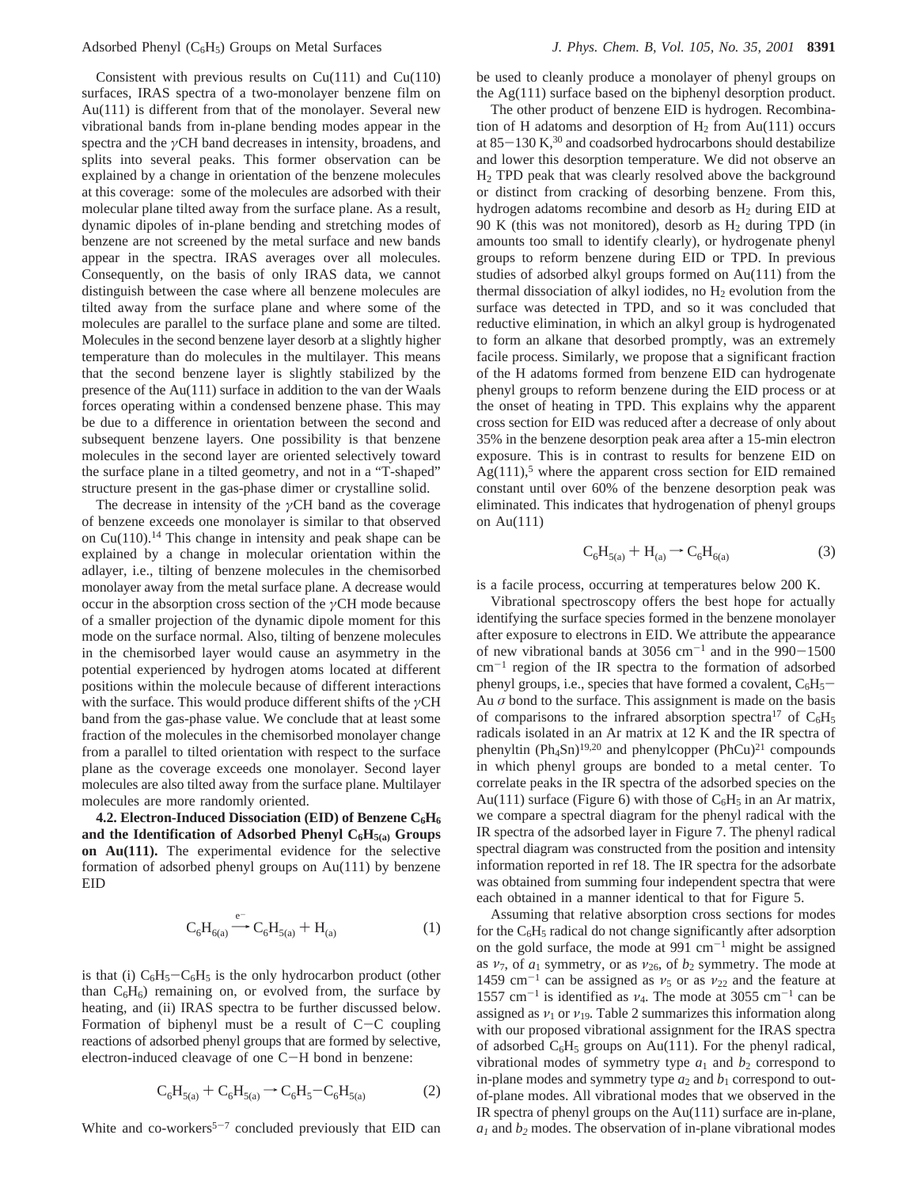Consistent with previous results on Cu(111) and Cu(110) surfaces, IRAS spectra of a two-monolayer benzene film on Au(111) is different from that of the monolayer. Several new vibrational bands from in-plane bending modes appear in the spectra and the $\gamma$CH band decreases in intensity, broadens, and splits into several peaks. This former observation can be explained by a change in orientation of the benzene molecules at this coverage: some of the molecules are adsorbed with their molecular plane tilted away from the surface plane. As a result, dynamic dipoles of in-plane bending and stretching modes of benzene are not screened by the metal surface and new bands appear in the spectra. IRAS averages over all molecules. Consequently, on the basis of only IRAS data, we cannot distinguish between the case where all benzene molecules are tilted away from the surface plane and where some of the molecules are parallel to the surface plane and some are tilted. Molecules in the second benzene layer desorb at a slightly higher temperature than do molecules in the multilayer. This means that the second benzene layer is slightly stabilized by the presence of the Au(111) surface in addition to the van der Waals forces operating within a condensed benzene phase. This may be due to a difference in orientation between the second and subsequent benzene layers. One possibility is that benzene molecules in the second layer are oriented selectively toward the surface plane in a tilted geometry, and not in a "T-shaped" structure present in the gas-phase dimer or crystalline solid.

The decrease in intensity of the $\gamma$CH band as the coverage of benzene exceeds one monolayer is similar to that observed on Cu(110).[14] This change in intensity and peak shape can be explained by a change in molecular orientation within the adlayer, i.e., tilting of benzene molecules in the chemisorbed monolayer away from the metal surface plane. A decrease would occur in the absorption cross section of the $\gamma$CH mode because of a smaller projection of the dynamic dipole moment for this mode on the surface normal. Also, tilting of benzene molecules in the chemisorbed layer would cause an asymmetry in the potential experienced by hydrogen atoms located at different positions within the molecule because of different interactions with the surface. This would produce different shifts of the $\gamma$CH band from the gas-phase value. We conclude that at least some fraction of the molecules in the chemisorbed monolayer change from a parallel to tilted orientation with respect to the surface plane as the coverage exceeds one monolayer. Second layer molecules are also tilted away from the surface plane. Multilayer molecules are more randomly oriented.

**4.2. Electron-Induced Dissociation (EID) of Benzene $C_6H_6$ and the Identification of Adsorbed Phenyl $C_6H_{5(a)}$ Groups on Au(111).** The experimental evidence for the selective formation of adsorbed phenyl groups on Au(111) by benzene EID

$$C_6H_{6(a)} \xrightarrow{e^-} C_6H_{5(a)} + H_{(a)} \quad (1)$$

is that (i) $C_6H_5{-}C_6H_5$ is the only hydrocarbon product (other than $C_6H_6$) remaining on, or evolved from, the surface by heating, and (ii) IRAS spectra to be further discussed below. Formation of biphenyl must be a result of C−C coupling reactions of adsorbed phenyl groups that are formed by selective, electron-induced cleavage of one C−H bond in benzene:

$$C_6H_{5(a)} + C_6H_{5(a)} \rightarrow C_6H_5{-}C_6H_{5(a)} \quad (2)$$

White and co-workers[5−7] concluded previously that EID can be used to cleanly produce a monolayer of phenyl groups on the Ag(111) surface based on the biphenyl desorption product.

The other product of benzene EID is hydrogen. Recombination of H adatoms and desorption of $H_2$ from Au(111) occurs at 85−130 K,[30] and coadsorbed hydrocarbons should destabilize and lower this desorption temperature. We did not observe an $H_2$ TPD peak that was clearly resolved above the background or distinct from cracking of desorbing benzene. From this, hydrogen adatoms recombine and desorb as $H_2$ during EID at 90 K (this was not monitored), desorb as $H_2$ during TPD (in amounts too small to identify clearly), or hydrogenate phenyl groups to reform benzene during EID or TPD. In previous studies of adsorbed alkyl groups formed on Au(111) from the thermal dissociation of alkyl iodides, no $H_2$ evolution from the surface was detected in TPD, and so it was concluded that reductive elimination, in which an alkyl group is hydrogenated to form an alkane that desorbed promptly, was an extremely facile process. Similarly, we propose that a significant fraction of the H adatoms formed from benzene EID can hydrogenate phenyl groups to reform benzene during the EID process or at the onset of heating in TPD. This explains why the apparent cross section for EID was reduced after a decrease of only about 35% in the benzene desorption peak area after a 15-min electron exposure. This is in contrast to results for benzene EID on Ag(111),[5] where the apparent cross section for EID remained constant until over 60% of the benzene desorption peak was eliminated. This indicates that hydrogenation of phenyl groups on Au(111)

$$C_6H_{5(a)} + H_{(a)} \rightarrow C_6H_{6(a)} \quad (3)$$

is a facile process, occurring at temperatures below 200 K.

Vibrational spectroscopy offers the best hope for actually identifying the surface species formed in the benzene monolayer after exposure to electrons in EID. We attribute the appearance of new vibrational bands at 3056 cm$^{-1}$ and in the 990−1500 cm$^{-1}$ region of the IR spectra to the formation of adsorbed phenyl groups, i.e., species that have formed a covalent, $C_6H_5$−Au $\sigma$ bond to the surface. This assignment is made on the basis of comparisons to the infrared absorption spectra[17] of $C_6H_5$ radicals isolated in an Ar matrix at 12 K and the IR spectra of phenyltin ($Ph_4Sn$)[19,20] and phenylcopper (PhCu)[21] compounds in which phenyl groups are bonded to a metal center. To correlate peaks in the IR spectra of the adsorbed species on the Au(111) surface (Figure 6) with those of $C_6H_5$ in an Ar matrix, we compare a spectral diagram for the phenyl radical with the IR spectra of the adsorbed layer in Figure 7. The phenyl radical spectral diagram was constructed from the position and intensity information reported in ref 18. The IR spectra for the adsorbate was obtained from summing four independent spectra that were each obtained in a manner identical to that for Figure 5.

Assuming that relative absorption cross sections for modes for the $C_6H_5$ radical do not change significantly after adsorption on the gold surface, the mode at 991 cm$^{-1}$ might be assigned as $\nu_7$, of $a_1$ symmetry, or as $\nu_{26}$, of $b_2$ symmetry. The mode at 1459 cm$^{-1}$ can be assigned as $\nu_5$ or as $\nu_{22}$ and the feature at 1557 cm$^{-1}$ is identified as $\nu_4$. The mode at 3055 cm$^{-1}$ can be assigned as $\nu_1$ or $\nu_{19}$. Table 2 summarizes this information along with our proposed vibrational assignment for the IRAS spectra of adsorbed $C_6H_5$ groups on Au(111). For the phenyl radical, vibrational modes of symmetry type $a_1$ and $b_2$ correspond to in-plane modes and symmetry type $a_2$ and $b_1$ correspond to out-of-plane modes. All vibrational modes that we observed in the IR spectra of phenyl groups on the Au(111) surface are in-plane, $a_1$ and $b_2$ modes. The observation of in-plane vibrational modes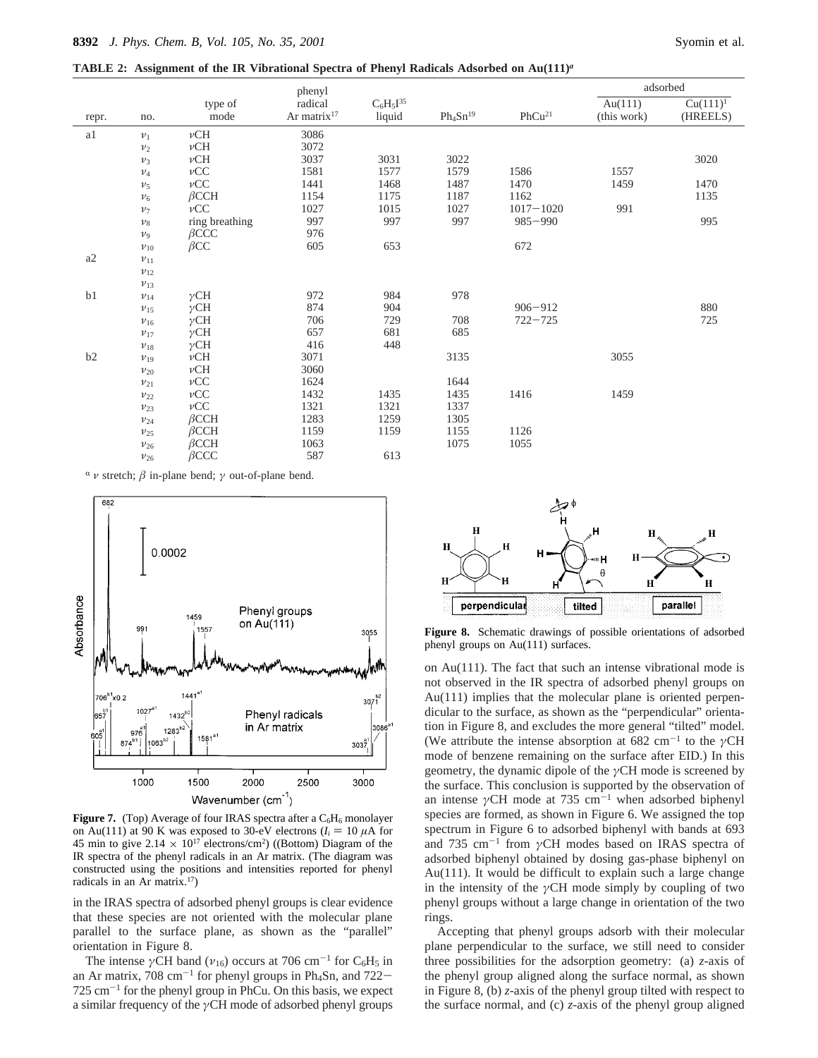**TABLE 2: Assignment of the IR Vibrational Spectra of Phenyl Radicals Adsorbed on Au(111)[a]**

| repr. | no. | type of mode | phenyl radical Ar matrix[17] | $C_6H_5I^{35}$ liquid | $Ph_4Sn$[19] | PhCu[21] | adsorbed | |
|---|---|---|---|---|---|---|---|---|
| | | | | | | | Au(111) (this work) | Cu(111)[1] (HREELS) |
| a1 | $\nu_1$ | $\nu$CH | 3086 | | | | | |
| | $\nu_2$ | $\nu$CH | 3072 | | | | | |
| | $\nu_3$ | $\nu$CH | 3037 | 3031 | 3022 | | | 3020 |
| | $\nu_4$ | $\nu$CC | 1581 | 1577 | 1579 | 1586 | 1557 | |
| | $\nu_5$ | $\nu$CC | 1441 | 1468 | 1487 | 1470 | 1459 | 1470 |
| | $\nu_6$ | $\beta$CCH | 1154 | 1175 | 1187 | 1162 | | 1135 |
| | $\nu_7$ | $\nu$CC | 1027 | 1015 | 1027 | 1017−1020 | 991 | |
| | $\nu_8$ | ring breathing | 997 | 997 | 997 | 985−990 | | 995 |
| | $\nu_9$ | $\beta$CCC | 976 | | | | | |
| | $\nu_{10}$ | $\beta$CC | 605 | 653 | | 672 | | |
| a2 | $\nu_{11}$ | | | | | | | |
| | $\nu_{12}$ | | | | | | | |
| | $\nu_{13}$ | | | | | | | |
| b1 | $\nu_{14}$ | $\gamma$CH | 972 | 984 | 978 | | | |
| | $\nu_{15}$ | $\gamma$CH | 874 | 904 | | 906−912 | | 880 |
| | $\nu_{16}$ | $\gamma$CH | 706 | 729 | 708 | 722−725 | | 725 |
| | $\nu_{17}$ | $\gamma$CH | 657 | 681 | 685 | | | |
| | $\nu_{18}$ | $\gamma$CH | 416 | 448 | | | | |
| b2 | $\nu_{19}$ | $\nu$CH | 3071 | | 3135 | | 3055 | |
| | $\nu_{20}$ | $\nu$CH | 3060 | | | | | |
| | $\nu_{21}$ | $\nu$CC | 1624 | | 1644 | | | |
| | $\nu_{22}$ | $\nu$CC | 1432 | 1435 | 1435 | 1416 | 1459 | |
| | $\nu_{23}$ | $\nu$CC | 1321 | 1321 | 1337 | | | |
| | $\nu_{24}$ | $\beta$CCH | 1283 | 1259 | 1305 | | | |
| | $\nu_{25}$ | $\beta$CCH | 1159 | 1159 | 1155 | 1126 | | |
| | $\nu_{26}$ | $\beta$CCH | 1063 | | 1075 | 1055 | | |
| | $\nu_{26}$ | $\beta$CCC | 587 | 613 | | | | |

[a] $\nu$ stretch; $\beta$ in-plane bend; $\gamma$ out-of-plane bend.

**Figure 7.** (Top) Average of four IRAS spectra after a $C_6H_6$ monolayer on Au(111) at 90 K was exposed to 30-eV electrons ($I_i$ = 10 $\mu$A for 45 min to give 2.14 × $10^{17}$ electrons/cm$^2$) ((Bottom) Diagram of the IR spectra of the phenyl radicals in an Ar matrix. (The diagram was constructed using the positions and intensities reported for phenyl radicals in an Ar matrix.[17])

in the IRAS spectra of adsorbed phenyl groups is clear evidence that these species are not oriented with the molecular plane parallel to the surface plane, as shown as the "parallel" orientation in Figure 8.

The intense $\gamma$CH band ($\nu_{16}$) occurs at 706 cm$^{-1}$ for $C_6H_5$ in an Ar matrix, 708 cm$^{-1}$ for phenyl groups in $Ph_4Sn$, and 722−725 cm$^{-1}$ for the phenyl group in PhCu. On this basis, we expect a similar frequency of the $\gamma$CH mode of adsorbed phenyl groups on Au(111). The fact that such an intense vibrational mode is not observed in the IR spectra of adsorbed phenyl groups on Au(111) implies that the molecular plane is oriented perpendicular to the surface, as shown as the "perpendicular" orientation in Figure 8, and excludes the more general "tilted" model. (We attribute the intense absorption at 682 cm$^{-1}$ to the $\gamma$CH mode of benzene remaining on the surface after EID.) In this geometry, the dynamic dipole of the $\gamma$CH mode is screened by the surface. This conclusion is supported by the observation of an intense $\gamma$CH mode at 735 cm$^{-1}$ when adsorbed biphenyl species are formed, as shown in Figure 6. We assigned the top spectrum in Figure 6 to adsorbed biphenyl with bands at 693 and 735 cm$^{-1}$ from $\gamma$CH modes based on IRAS spectra of adsorbed biphenyl obtained by dosing gas-phase biphenyl on Au(111). It would be difficult to explain such a large change in the intensity of the $\gamma$CH mode simply by coupling of two phenyl groups without a large change in orientation of the two rings.

**Figure 8.** Schematic drawings of possible orientations of adsorbed phenyl groups on Au(111) surfaces.

Accepting that phenyl groups adsorb with their molecular plane perpendicular to the surface, we still need to consider three possibilities for the adsorption geometry: (a) *z*-axis of the phenyl group aligned along the surface normal, as shown in Figure 8, (b) *z*-axis of the phenyl group tilted with respect to the surface normal, and (c) *z*-axis of the phenyl group aligned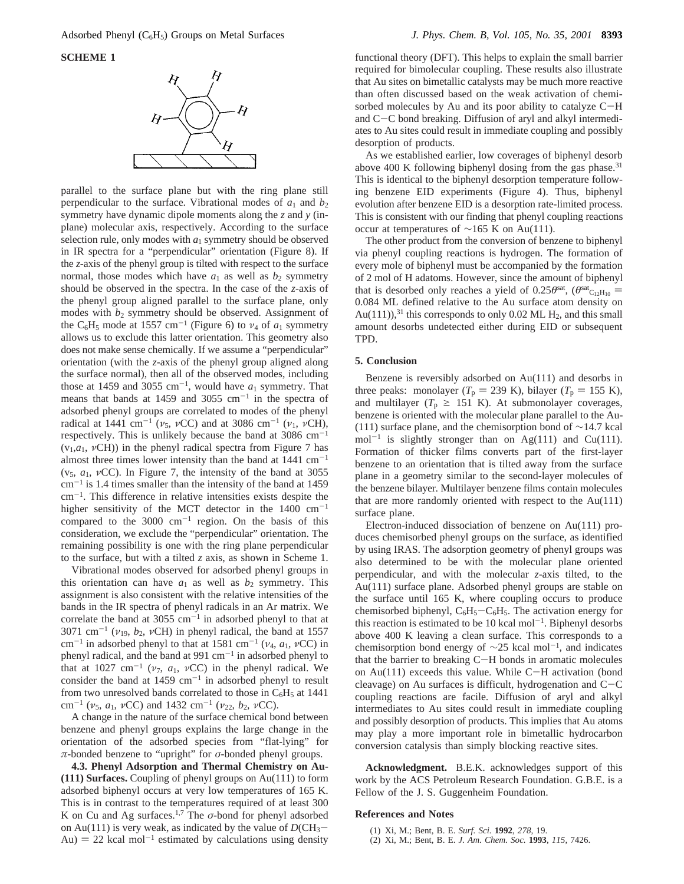**SCHEME 1**

parallel to the surface plane but with the ring plane still perpendicular to the surface. Vibrational modes of $a_1$ and $b_2$ symmetry have dynamic dipole moments along the $z$ and $y$ (in-plane) molecular axis, respectively. According to the surface selection rule, only modes with $a_1$ symmetry should be observed in IR spectra for a "perpendicular" orientation (Figure 8). If the $z$-axis of the phenyl group is tilted with respect to the surface normal, those modes which have $a_1$ as well as $b_2$ symmetry should be observed in the spectra. In the case of the $z$-axis of the phenyl group aligned parallel to the surface plane, only modes with $b_2$ symmetry should be observed. Assignment of the $C_6H_5$ mode at 1557 cm$^{-1}$ (Figure 6) to $\nu_4$ of $a_1$ symmetry allows us to exclude this latter orientation. This geometry also does not make sense chemically. If we assume a "perpendicular" orientation (with the $z$-axis of the phenyl group aligned along the surface normal), then all of the observed modes, including those at 1459 and 3055 cm$^{-1}$, would have $a_1$ symmetry. That means that bands at 1459 and 3055 cm$^{-1}$ in the spectra of adsorbed phenyl groups are correlated to modes of the phenyl radical at 1441 cm$^{-1}$ ($\nu_5$, $\nu$CC) and at 3086 cm$^{-1}$ ($\nu_1$, $\nu$CH), respectively. This is unlikely because the band at 3086 cm$^{-1}$ ($\nu_1$,$a_1$, $\nu$CH)) in the phenyl radical spectra from Figure 7 has almost three times lower intensity than the band at 1441 cm$^{-1}$ ($\nu_5$, $a_1$, $\nu$CC). In Figure 7, the intensity of the band at 3055 cm$^{-1}$ is 1.4 times smaller than the intensity of the band at 1459 cm$^{-1}$. This difference in relative intensities exists despite the higher sensitivity of the MCT detector in the 1400 cm$^{-1}$ compared to the 3000 cm$^{-1}$ region. On the basis of this consideration, we exclude the "perpendicular" orientation. The remaining possibility is one with the ring plane perpendicular to the surface, but with a tilted $z$ axis, as shown in Scheme 1.

Vibrational modes observed for adsorbed phenyl groups in this orientation can have $a_1$ as well as $b_2$ symmetry. This assignment is also consistent with the relative intensities of the bands in the IR spectra of phenyl radicals in an Ar matrix. We correlate the band at 3055 cm$^{-1}$ in adsorbed phenyl to that at 3071 cm$^{-1}$ ($\nu_{19}$, $b_2$, $\nu$CH) in phenyl radical, the band at 1557 cm$^{-1}$ in adsorbed phenyl to that at 1581 cm$^{-1}$ ($\nu_4$, $a_1$, $\nu$CC) in phenyl radical, and the band at 991 cm$^{-1}$ in adsorbed phenyl to that at 1027 cm$^{-1}$ ($\nu_7$, $a_1$, $\nu$CC) in the phenyl radical. We consider the band at 1459 cm$^{-1}$ in adsorbed phenyl to result from two unresolved bands correlated to those in $C_6H_5$ at 1441 cm$^{-1}$ ($\nu_5$, $a_1$, $\nu$CC) and 1432 cm$^{-1}$ ($\nu_{22}$, $b_2$, $\nu$CC).

A change in the nature of the surface chemical bond between benzene and phenyl groups explains the large change in the orientation of the adsorbed species from "flat-lying" for $\pi$-bonded benzene to "upright" for $\sigma$-bonded phenyl groups.

**4.3. Phenyl Adsorption and Thermal Chemistry on Au(111) Surfaces.** Coupling of phenyl groups on Au(111) to form adsorbed biphenyl occurs at very low temperatures of 165 K. This is in contrast to the temperatures required of at least 300 K on Cu and Ag surfaces.[1,7] The $\sigma$-bond for phenyl adsorbed on Au(111) is very weak, as indicated by the value of $D(CH_3-Au)$ = 22 kcal mol$^{-1}$ estimated by calculations using density functional theory (DFT). This helps to explain the small barrier required for bimolecular coupling. These results also illustrate that Au sites on bimetallic catalysts may be much more reactive than often discussed based on the weak activation of chemisorbed molecules by Au and its poor ability to catalyze C−H and C−C bond breaking. Diffusion of aryl and alkyl intermediates to Au sites could result in immediate coupling and possibly desorption of products.

As we established earlier, low coverages of biphenyl desorb above 400 K following biphenyl dosing from the gas phase.[31] This is identical to the biphenyl desorption temperature following benzene EID experiments (Figure 4). Thus, biphenyl evolution after benzene EID is a desorption rate-limited process. This is consistent with our finding that phenyl coupling reactions occur at temperatures of ∼165 K on Au(111).

The other product from the conversion of benzene to biphenyl via phenyl coupling reactions is hydrogen. The formation of every mole of biphenyl must be accompanied by the formation of 2 mol of H adatoms. However, since the amount of biphenyl that is desorbed only reaches a yield of 0.25$\theta^{sat}$, ($\theta^{sat}_{C_{12}H_{10}}$ = 0.084 ML defined relative to the Au surface atom density on Au(111)),[31] this corresponds to only 0.02 ML $H_2$, and this small amount desorbs undetected either during EID or subsequent TPD.

## 5. Conclusion

Benzene is reversibly adsorbed on Au(111) and desorbs in three peaks: monolayer ($T_p$ = 239 K), bilayer ($T_p$ = 155 K), and multilayer ($T_p$ ≥ 151 K). At submonolayer coverages, benzene is oriented with the molecular plane parallel to the Au(111) surface plane, and the chemisorption bond of ∼14.7 kcal mol$^{-1}$ is slightly stronger than on Ag(111) and Cu(111). Formation of thicker films converts part of the first-layer benzene to an orientation that is tilted away from the surface plane in a geometry similar to the second-layer molecules of the benzene bilayer. Multilayer benzene films contain molecules that are more randomly oriented with respect to the Au(111) surface plane.

Electron-induced dissociation of benzene on Au(111) produces chemisorbed phenyl groups on the surface, as identified by using IRAS. The adsorption geometry of phenyl groups was also determined to be with the molecular plane oriented perpendicular, and with the molecular $z$-axis tilted, to the Au(111) surface plane. Adsorbed phenyl groups are stable on the surface until 165 K, where coupling occurs to produce chemisorbed biphenyl, $C_6H_5-C_6H_5$. The activation energy for this reaction is estimated to be 10 kcal mol$^{-1}$. Biphenyl desorbs above 400 K leaving a clean surface. This corresponds to a chemisorption bond energy of ∼25 kcal mol$^{-1}$, and indicates that the barrier to breaking C−H bonds in aromatic molecules on Au(111) exceeds this value. While C−H activation (bond cleavage) on Au surfaces is difficult, hydrogenation and C−C coupling reactions are facile. Diffusion of aryl and alkyl intermediates to Au sites could result in immediate coupling and possibly desorption of products. This implies that Au atoms may play a more important role in bimetallic hydrocarbon conversion catalysis than simply blocking reactive sites.

**Acknowledgment.** B.E.K. acknowledges support of this work by the ACS Petroleum Research Foundation. G.B.E. is a Fellow of the J. S. Guggenheim Foundation.

## References and Notes

(1) Xi, M.; Bent, B. E. *Surf. Sci.* **1992**, *278*, 19.
(2) Xi, M.; Bent, B. E. *J. Am. Chem. Soc.* **1993**, *115*, 7426.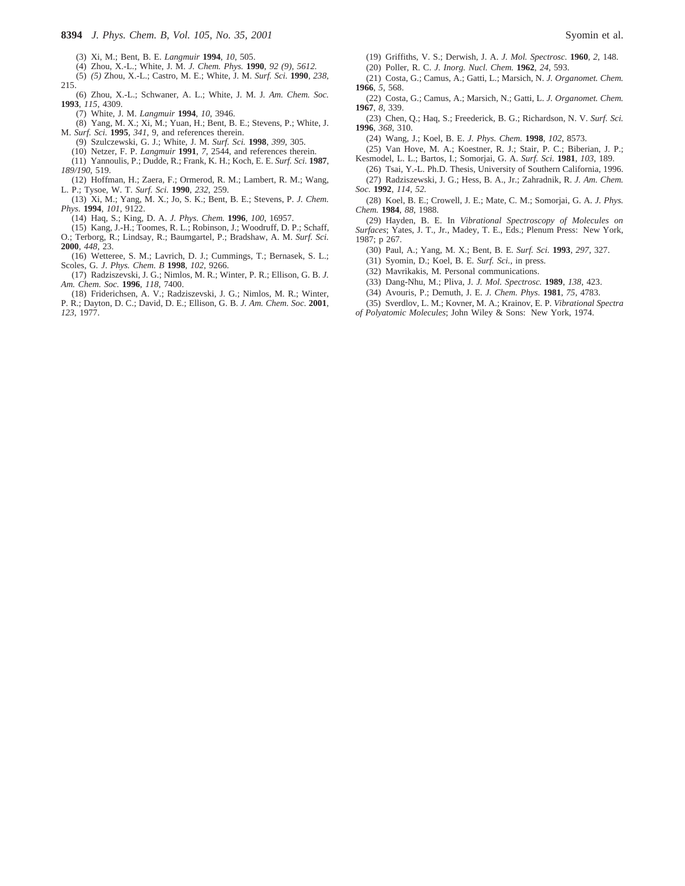(3) Xi, M.; Bent, B. E. *Langmuir* **1994**, *10*, 505.

(4) Zhou, X.-L.; White, J. M. *J. Chem. Phys.* **1990**, *92 (9), 5612.*

(5) *(5)* Zhou, X.-L.; Castro, M. E.; White, J. M. *Surf. Sci.* **1990**, *238*, 215.

(6) Zhou, X.-L.; Schwaner, A. L.; White, J. M. J. *Am. Chem. Soc.* **1993**, *115*, 4309.

(7) White, J. M. *Langmuir* **1994**, *10*, 3946.

(8) Yang, M. X.; Xi, M.; Yuan, H.; Bent, B. E.; Stevens, P.; White, J. M. *Surf. Sci.* **1995**, *341*, 9, and references therein.

(9) Szulczewski, G. J.; White, J. M. *Surf. Sci.* **1998**, *399*, 305.

(10) Netzer, F. P. *Langmuir* **1991**, *7*, 2544, and references therein.

(11) Yannoulis, P.; Dudde, R.; Frank, K. H.; Koch, E. E. *Surf. Sci.* **1987**, *189/190*, 519.

(12) Hoffman, H.; Zaera, F.; Ormerod, R. M.; Lambert, R. M.; Wang, L. P.; Tysoe, W. T. *Surf. Sci.* **1990**, *232*, 259.

(13) Xi, M.; Yang, M. X.; Jo, S. K.; Bent, B. E.; Stevens, P. *J. Chem. Phys.* **1994**, *101*, 9122.

(14) Haq, S.; King, D. A. *J. Phys. Chem.* **1996**, *100*, 16957.

(15) Kang, J.-H.; Toomes, R. L.; Robinson, J.; Woodruff, D. P.; Schaff, O.; Terborg, R.; Lindsay, R.; Baumgartel, P.; Bradshaw, A. M. *Surf. Sci.* **2000**, *448*, 23.

(16) Wetteree, S. M.; Lavrich, D. J.; Cummings, T.; Bernasek, S. L.; Scoles, G. *J. Phys. Chem. B* **1998**, *102*, 9266.

(17) Radziszevski, J. G.; Nimlos, M. R.; Winter, P. R.; Ellison, G. B. *J. Am. Chem. Soc.* **1996**, *118*, 7400.

(18) Friderichsen, A. V.; Radziszevski, J. G.; Nimlos, M. R.; Winter, P. R.; Dayton, D. C.; David, D. E.; Ellison, G. B. *J. Am. Chem. Soc.* **2001**, *123*, 1977.

(19) Griffiths, V. S.; Derwish, J. A. *J. Mol. Spectrosc.* **1960**, *2*, 148.

(20) Poller, R. C. *J. Inorg. Nucl. Chem.* **1962**, *24*, 593.

(21) Costa, G.; Camus, A.; Gatti, L.; Marsich, N. *J. Organomet. Chem.* **1966**, *5*, 568.

(22) Costa, G.; Camus, A.; Marsich, N.; Gatti, L. *J. Organomet. Chem.* **1967**, *8*, 339.

(23) Chen, Q.; Haq, S.; Freederick, B. G.; Richardson, N. V. *Surf. Sci.* **1996**, *368*, 310.

(24) Wang, J.; Koel, B. E. *J. Phys. Chem.* **1998**, *102*, 8573.

(25) Van Hove, M. A.; Koestner, R. J.; Stair, P. C.; Biberian, J. P.; Kesmodel, L. L.; Bartos, I.; Somorjai, G. A. *Surf. Sci.* **1981**, *103*, 189.

(26) Tsai, Y.-L. Ph.D. Thesis, University of Southern California, 1996.

(27) Radziszewski, J. G.; Hess, B. A., Jr.; Zahradnik, R. *J. Am. Chem. Soc.* **1992**, *114, 52.*

(28) Koel, B. E.; Crowell, J. E.; Mate, C. M.; Somorjai, G. A. *J. Phys. Chem.* **1984**, *88*, 1988.

(29) Hayden, B. E. In *Vibrational Spectroscopy of Molecules on Surfaces*; Yates, J. T., Jr., Madey, T. E., Eds.; Plenum Press: New York, 1987; p 267.

(30) Paul, A.; Yang, M. X.; Bent, B. E. *Surf. Sci.* **1993**, *297*, 327.

(31) Syomin, D.; Koel, B. E. *Surf. Sci.*, in press.

(32) Mavrikakis, M. Personal communications.

(33) Dang-Nhu, M.; Pliva, J. *J. Mol. Spectrosc.* **1989**, *138*, 423.

(34) Avouris, P.; Demuth, J. E. *J. Chem. Phys.* **1981**, *75*, 4783.

(35) Sverdlov, L. M.; Kovner, M. A.; Krainov, E. P. *Vibrational Spectra of Polyatomic Molecules*; John Wiley & Sons: New York, 1974.